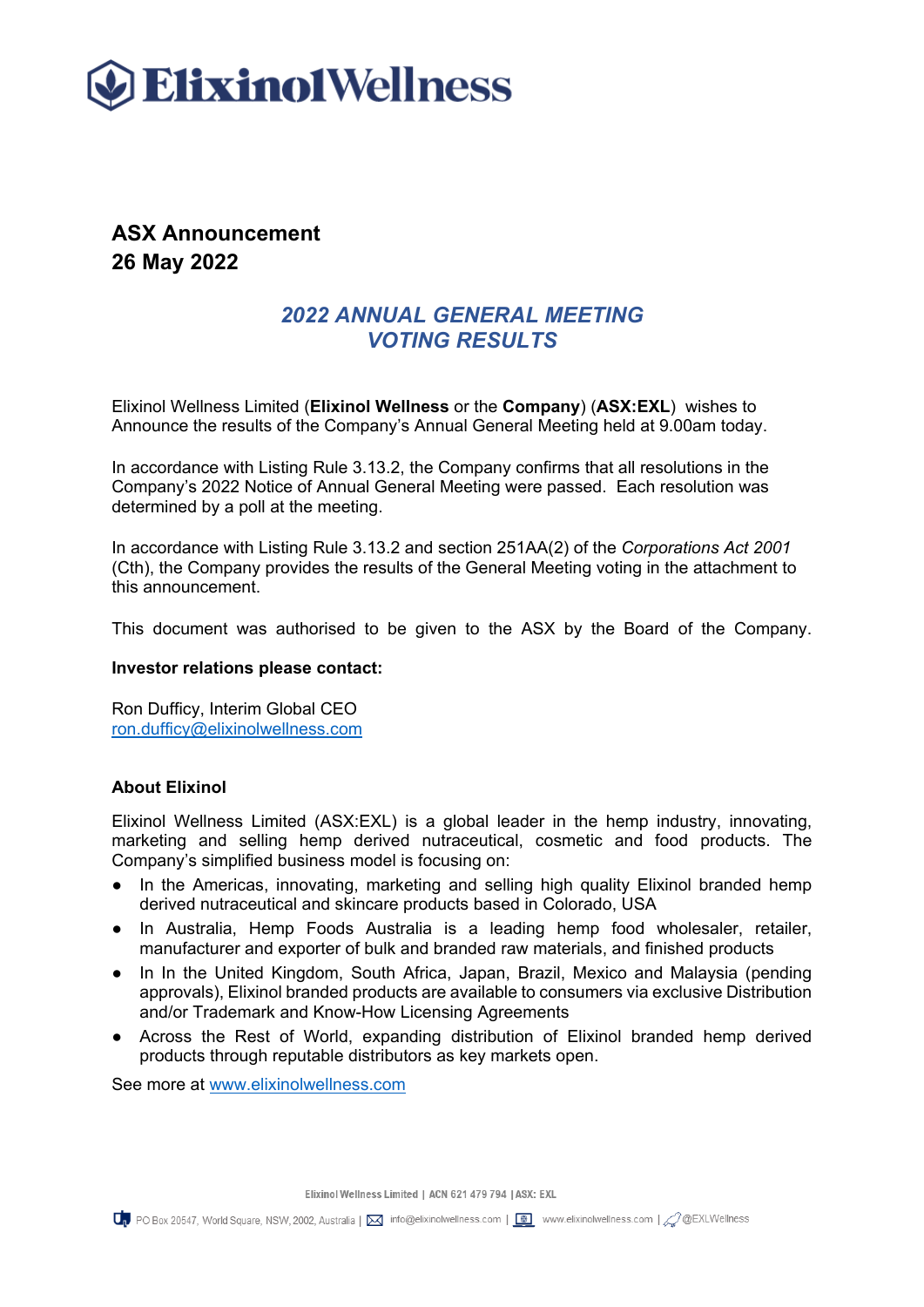# ElixinolWellness

**ASX Announcement**
**26 May 2022**

## *2022 ANNUAL GENERAL MEETING VOTING RESULTS*

Elixinol Wellness Limited (**Elixinol Wellness** or the **Company**) (**ASX:EXL**) wishes to Announce the results of the Company's Annual General Meeting held at 9.00am today.

In accordance with Listing Rule 3.13.2, the Company confirms that all resolutions in the Company's 2022 Notice of Annual General Meeting were passed. Each resolution was determined by a poll at the meeting.

In accordance with Listing Rule 3.13.2 and section 251AA(2) of the *Corporations Act 2001* (Cth), the Company provides the results of the General Meeting voting in the attachment to this announcement.

This document was authorised to be given to the ASX by the Board of the Company.

**Investor relations please contact:**

Ron Dufficy, Interim Global CEO
ron.dufficy@elixinolwellness.com

**About Elixinol**

Elixinol Wellness Limited (ASX:EXL) is a global leader in the hemp industry, innovating, marketing and selling hemp derived nutraceutical, cosmetic and food products. The Company's simplified business model is focusing on:

- In the Americas, innovating, marketing and selling high quality Elixinol branded hemp derived nutraceutical and skincare products based in Colorado, USA
- In Australia, Hemp Foods Australia is a leading hemp food wholesaler, retailer, manufacturer and exporter of bulk and branded raw materials, and finished products
- In In the United Kingdom, South Africa, Japan, Brazil, Mexico and Malaysia (pending approvals), Elixinol branded products are available to consumers via exclusive Distribution and/or Trademark and Know-How Licensing Agreements
- Across the Rest of World, expanding distribution of Elixinol branded hemp derived products through reputable distributors as key markets open.

See more at www.elixinolwellness.com

Elixinol Wellness Limited | ACN 621 479 794 | ASX: EXL

PO Box 20547, World Square, NSW, 2002, Australia | info@elixinolwellness.com | www.elixinolwellness.com | @EXLWellness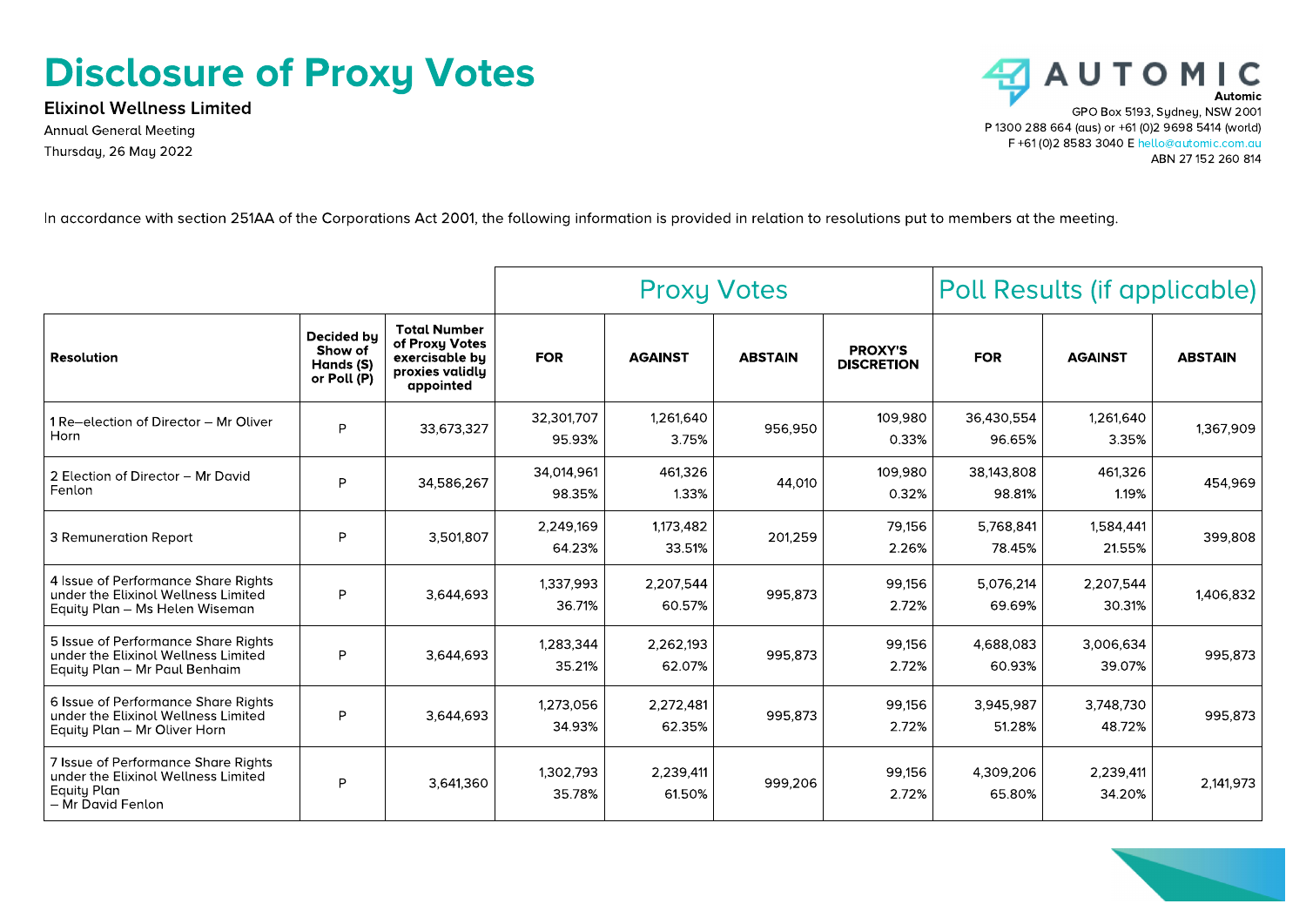# Disclosure of Proxy Votes

**Elixinol Wellness Limited**

Annual General Meeting

Thursday, 26 May 2022

**AUTOMIC**

**Automic**

GPO Box 5193, Sydney, NSW 2001

P 1300 288 664 (aus) or +61 (0)2 9698 5414 (world)

F +61 (0)2 8583 3040 E hello@automic.com.au

ABN 27 152 260 814

In accordance with section 251AA of the Corporations Act 2001, the following information is provided in relation to resolutions put to members at the meeting.

| | | | Proxy Votes | | | | Poll Results (if applicable) | | |
|---|---|---|---|---|---|---|---|---|---|
| **Resolution** | **Decided by Show of Hands (S) or Poll (P)** | **Total Number of Proxy Votes exercisable by proxies validly appointed** | **FOR** | **AGAINST** | **ABSTAIN** | **PROXY'S DISCRETION** | **FOR** | **AGAINST** | **ABSTAIN** |
| 1 Re–election of Director – Mr Oliver Horn | P | 33,673,327 | 32,301,707 95.93% | 1,261,640 3.75% | 956,950 | 109,980 0.33% | 36,430,554 96.65% | 1,261,640 3.35% | 1,367,909 |
| 2 Election of Director – Mr David Fenlon | P | 34,586,267 | 34,014,961 98.35% | 461,326 1.33% | 44,010 | 109,980 0.32% | 38,143,808 98.81% | 461,326 1.19% | 454,969 |
| 3 Remuneration Report | P | 3,501,807 | 2,249,169 64.23% | 1,173,482 33.51% | 201,259 | 79,156 2.26% | 5,768,841 78.45% | 1,584,441 21.55% | 399,808 |
| 4 Issue of Performance Share Rights under the Elixinol Wellness Limited Equity Plan – Ms Helen Wiseman | P | 3,644,693 | 1,337,993 36.71% | 2,207,544 60.57% | 995,873 | 99,156 2.72% | 5,076,214 69.69% | 2,207,544 30.31% | 1,406,832 |
| 5 Issue of Performance Share Rights under the Elixinol Wellness Limited Equity Plan – Mr Paul Benhaim | P | 3,644,693 | 1,283,344 35.21% | 2,262,193 62.07% | 995,873 | 99,156 2.72% | 4,688,083 60.93% | 3,006,634 39.07% | 995,873 |
| 6 Issue of Performance Share Rights under the Elixinol Wellness Limited Equity Plan – Mr Oliver Horn | P | 3,644,693 | 1,273,056 34.93% | 2,272,481 62.35% | 995,873 | 99,156 2.72% | 3,945,987 51.28% | 3,748,730 48.72% | 995,873 |
| 7 Issue of Performance Share Rights under the Elixinol Wellness Limited Equity Plan – Mr David Fenlon | P | 3,641,360 | 1,302,793 35.78% | 2,239,411 61.50% | 999,206 | 99,156 2.72% | 4,309,206 65.80% | 2,239,411 34.20% | 2,141,973 |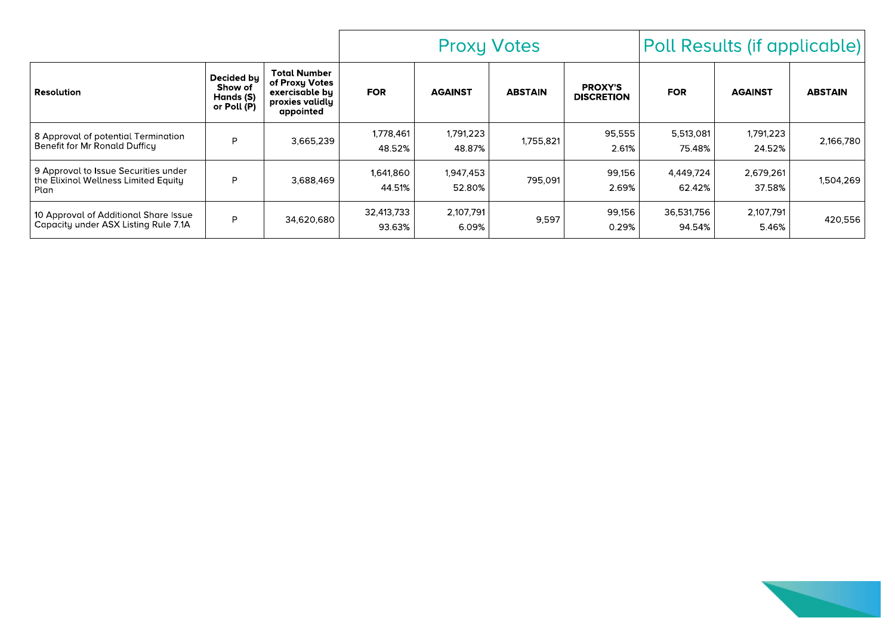| | | | Proxy Votes | | | | Poll Results (if applicable) | | |
|---|---|---|---|---|---|---|---|---|---|
| **Resolution** | **Decided by Show of Hands (S) or Poll (P)** | **Total Number of Proxy Votes exercisable by proxies validly appointed** | **FOR** | **AGAINST** | **ABSTAIN** | **PROXY'S DISCRETION** | **FOR** | **AGAINST** | **ABSTAIN** |
| 8 Approval of potential Termination Benefit for Mr Ronald Dufficy | P | 3,665,239 | 1,778,461 48.52% | 1,791,223 48.87% | 1,755,821 | 95,555 2.61% | 5,513,081 75.48% | 1,791,223 24.52% | 2,166,780 |
| 9 Approval to Issue Securities under the Elixinol Wellness Limited Equity Plan | P | 3,688,469 | 1,641,860 44.51% | 1,947,453 52.80% | 795,091 | 99,156 2.69% | 4,449,724 62.42% | 2,679,261 37.58% | 1,504,269 |
| 10 Approval of Additional Share Issue Capacity under ASX Listing Rule 7.1A | P | 34,620,680 | 32,413,733 93.63% | 2,107,791 6.09% | 9,597 | 99,156 0.29% | 36,531,756 94.54% | 2,107,791 5.46% | 420,556 |